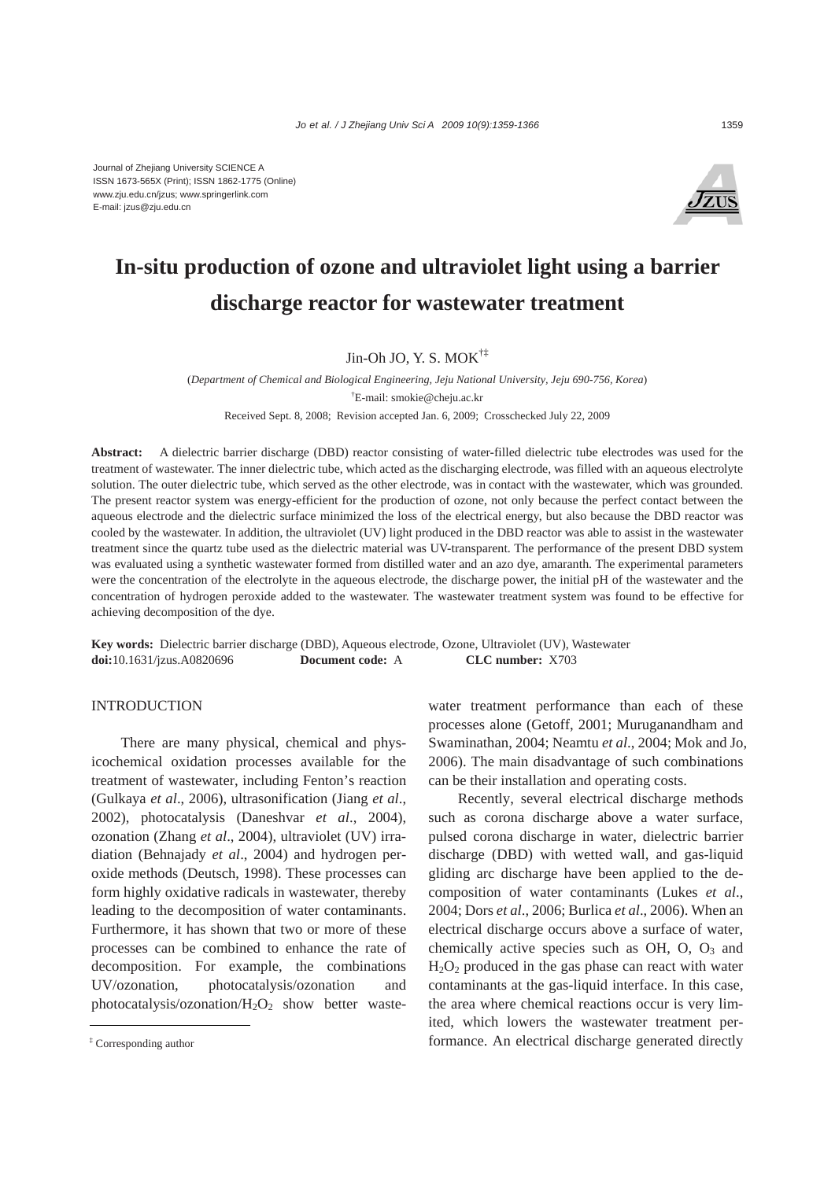Journal of Zhejiang University SCIENCE A
ISSN 1673-565X (Print); ISSN 1862-1775 (Online)
www.zju.edu.cn/jzus; www.springerlink.com
E-mail: jzus@zju.edu.cn

# In-situ production of ozone and ultraviolet light using a barrier discharge reactor for wastewater treatment

Jin-Oh JO, Y. S. MOK[†‡]

(*Department of Chemical and Biological Engineering, Jeju National University, Jeju 690-756, Korea*)

[†]E-mail: smokie@cheju.ac.kr

Received Sept. 8, 2008; Revision accepted Jan. 6, 2009; Crosschecked July 22, 2009

**Abstract:** A dielectric barrier discharge (DBD) reactor consisting of water-filled dielectric tube electrodes was used for the treatment of wastewater. The inner dielectric tube, which acted as the discharging electrode, was filled with an aqueous electrolyte solution. The outer dielectric tube, which served as the other electrode, was in contact with the wastewater, which was grounded. The present reactor system was energy-efficient for the production of ozone, not only because the perfect contact between the aqueous electrode and the dielectric surface minimized the loss of the electrical energy, but also because the DBD reactor was cooled by the wastewater. In addition, the ultraviolet (UV) light produced in the DBD reactor was able to assist in the wastewater treatment since the quartz tube used as the dielectric material was UV-transparent. The performance of the present DBD system was evaluated using a synthetic wastewater formed from distilled water and an azo dye, amaranth. The experimental parameters were the concentration of the electrolyte in the aqueous electrode, the discharge power, the initial pH of the wastewater and the concentration of hydrogen peroxide added to the wastewater. The wastewater treatment system was found to be effective for achieving decomposition of the dye.

**Key words:** Dielectric barrier discharge (DBD), Aqueous electrode, Ozone, Ultraviolet (UV), Wastewater
**doi:**10.1631/jzus.A0820696 **Document code:** A **CLC number:** X703

## INTRODUCTION

There are many physical, chemical and physicochemical oxidation processes available for the treatment of wastewater, including Fenton's reaction (Gulkaya *et al*., 2006), ultrasonification (Jiang *et al*., 2002), photocatalysis (Daneshvar *et al*., 2004), ozonation (Zhang *et al*., 2004), ultraviolet (UV) irradiation (Behnajady *et al*., 2004) and hydrogen peroxide methods (Deutsch, 1998). These processes can form highly oxidative radicals in wastewater, thereby leading to the decomposition of water contaminants. Furthermore, it has shown that two or more of these processes can be combined to enhance the rate of decomposition. For example, the combinations UV/ozonation, photocatalysis/ozonation and photocatalysis/ozonation/$H_2O_2$ show better wastewater treatment performance than each of these processes alone (Getoff, 2001; Muruganandham and Swaminathan, 2004; Neamtu *et al*., 2004; Mok and Jo, 2006). The main disadvantage of such combinations can be their installation and operating costs.

Recently, several electrical discharge methods such as corona discharge above a water surface, pulsed corona discharge in water, dielectric barrier discharge (DBD) with wetted wall, and gas-liquid gliding arc discharge have been applied to the decomposition of water contaminants (Lukes *et al*., 2004; Dors *et al*., 2006; Burlica *et al*., 2006). When an electrical discharge occurs above a surface of water, chemically active species such as OH, O, $O_3$ and $H_2O_2$ produced in the gas phase can react with water contaminants at the gas-liquid interface. In this case, the area where chemical reactions occur is very limited, which lowers the wastewater treatment performance. An electrical discharge generated directly

[‡] Corresponding author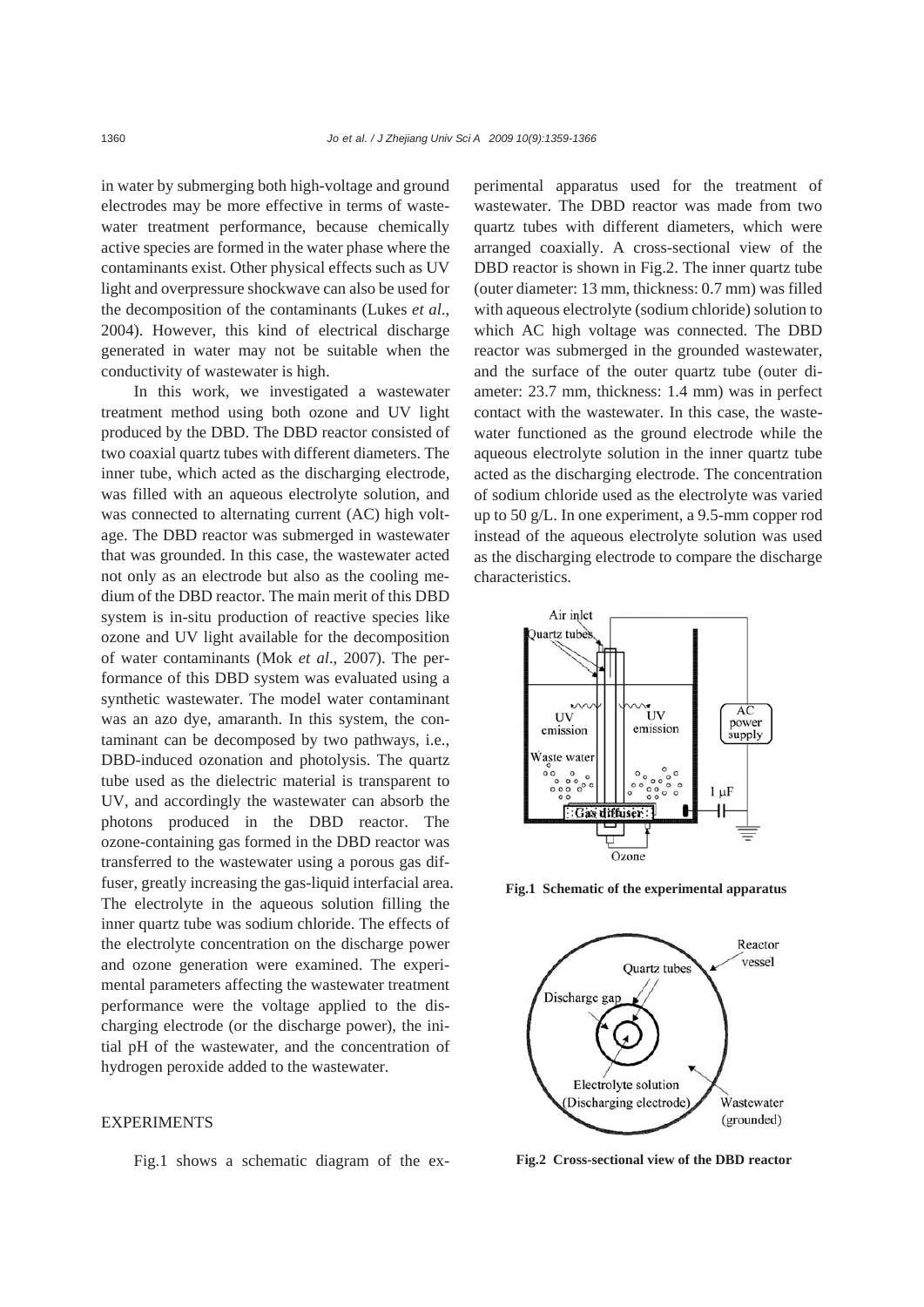in water by submerging both high-voltage and ground electrodes may be more effective in terms of wastewater treatment performance, because chemically active species are formed in the water phase where the contaminants exist. Other physical effects such as UV light and overpressure shockwave can also be used for the decomposition of the contaminants (Lukes *et al*., 2004). However, this kind of electrical discharge generated in water may not be suitable when the conductivity of wastewater is high.

In this work, we investigated a wastewater treatment method using both ozone and UV light produced by the DBD. The DBD reactor consisted of two coaxial quartz tubes with different diameters. The inner tube, which acted as the discharging electrode, was filled with an aqueous electrolyte solution, and was connected to alternating current (AC) high voltage. The DBD reactor was submerged in wastewater that was grounded. In this case, the wastewater acted not only as an electrode but also as the cooling medium of the DBD reactor. The main merit of this DBD system is in-situ production of reactive species like ozone and UV light available for the decomposition of water contaminants (Mok *et al*., 2007). The performance of this DBD system was evaluated using a synthetic wastewater. The model water contaminant was an azo dye, amaranth. In this system, the contaminant can be decomposed by two pathways, i.e., DBD-induced ozonation and photolysis. The quartz tube used as the dielectric material is transparent to UV, and accordingly the wastewater can absorb the photons produced in the DBD reactor. The ozone-containing gas formed in the DBD reactor was transferred to the wastewater using a porous gas diffuser, greatly increasing the gas-liquid interfacial area. The electrolyte in the aqueous solution filling the inner quartz tube was sodium chloride. The effects of the electrolyte concentration on the discharge power and ozone generation were examined. The experimental parameters affecting the wastewater treatment performance were the voltage applied to the discharging electrode (or the discharge power), the initial pH of the wastewater, and the concentration of hydrogen peroxide added to the wastewater.

## EXPERIMENTS

Fig.1 shows a schematic diagram of the experimental apparatus used for the treatment of wastewater. The DBD reactor was made from two quartz tubes with different diameters, which were arranged coaxially. A cross-sectional view of the DBD reactor is shown in Fig.2. The inner quartz tube (outer diameter: 13 mm, thickness: 0.7 mm) was filled with aqueous electrolyte (sodium chloride) solution to which AC high voltage was connected. The DBD reactor was submerged in the grounded wastewater, and the surface of the outer quartz tube (outer diameter: 23.7 mm, thickness: 1.4 mm) was in perfect contact with the wastewater. In this case, the wastewater functioned as the ground electrode while the aqueous electrolyte solution in the inner quartz tube acted as the discharging electrode. The concentration of sodium chloride used as the electrolyte was varied up to 50 g/L. In one experiment, a 9.5-mm copper rod instead of the aqueous electrolyte solution was used as the discharging electrode to compare the discharge characteristics.

Air inlet
Quartz tubes
UV emission
UV emission
Waste water
Gas diffuser
Ozone
AC power supply
1 μF

**Fig.1 Schematic of the experimental apparatus**

Reactor vessel
Quartz tubes
Discharge gap
Electrolyte solution (Discharging electrode)
Wastewater (grounded)

**Fig.2 Cross-sectional view of the DBD reactor**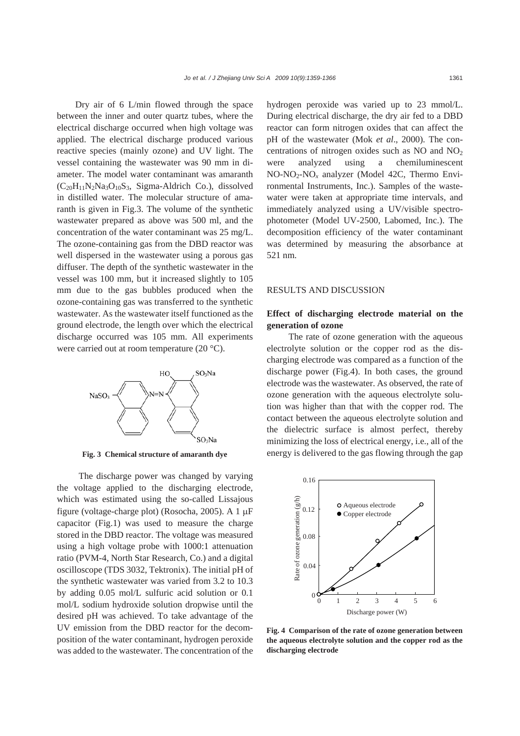Dry air of 6 L/min flowed through the space between the inner and outer quartz tubes, where the electrical discharge occurred when high voltage was applied. The electrical discharge produced various reactive species (mainly ozone) and UV light. The vessel containing the wastewater was 90 mm in diameter. The model water contaminant was amaranth ($C_{20}H_{11}N_2Na_3O_{10}S_3$, Sigma-Aldrich Co.), dissolved in distilled water. The molecular structure of amaranth is given in Fig.3. The volume of the synthetic wastewater prepared as above was 500 ml, and the concentration of the water contaminant was 25 mg/L. The ozone-containing gas from the DBD reactor was well dispersed in the wastewater using a porous gas diffuser. The depth of the synthetic wastewater in the vessel was 100 mm, but it increased slightly to 105 mm due to the gas bubbles produced when the ozone-containing gas was transferred to the synthetic wastewater. As the wastewater itself functioned as the ground electrode, the length over which the electrical discharge occurred was 105 mm. All experiments were carried out at room temperature (20 °C).

**Fig. 3 Chemical structure of amaranth dye**

The discharge power was changed by varying the voltage applied to the discharging electrode, which was estimated using the so-called Lissajous figure (voltage-charge plot) (Rosocha, 2005). A 1 μF capacitor (Fig.1) was used to measure the charge stored in the DBD reactor. The voltage was measured using a high voltage probe with 1000:1 attenuation ratio (PVM-4, North Star Research, Co.) and a digital oscilloscope (TDS 3032, Tektronix). The initial pH of the synthetic wastewater was varied from 3.2 to 10.3 by adding 0.05 mol/L sulfuric acid solution or 0.1 mol/L sodium hydroxide solution dropwise until the desired pH was achieved. To take advantage of the UV emission from the DBD reactor for the decomposition of the water contaminant, hydrogen peroxide was added to the wastewater. The concentration of the hydrogen peroxide was varied up to 23 mmol/L. During electrical discharge, the dry air fed to a DBD reactor can form nitrogen oxides that can affect the pH of the wastewater (Mok *et al*., 2000). The concentrations of nitrogen oxides such as NO and $NO_2$ were analyzed using a chemiluminescent NO-$NO_2$-$NO_x$ analyzer (Model 42C, Thermo Environmental Instruments, Inc.). Samples of the wastewater were taken at appropriate time intervals, and immediately analyzed using a UV/visible spectrophotometer (Model UV-2500, Labomed, Inc.). The decomposition efficiency of the water contaminant was determined by measuring the absorbance at 521 nm.

## RESULTS AND DISCUSSION

### Effect of discharging electrode material on the generation of ozone

The rate of ozone generation with the aqueous electrolyte solution or the copper rod as the discharging electrode was compared as a function of the discharge power (Fig.4). In both cases, the ground electrode was the wastewater. As observed, the rate of ozone generation with the aqueous electrolyte solution was higher than that with the copper rod. The contact between the aqueous electrolyte solution and the dielectric surface is almost perfect, thereby minimizing the loss of electrical energy, i.e., all of the energy is delivered to the gas flowing through the gap

**Fig. 4 Comparison of the rate of ozone generation between the aqueous electrolyte solution and the copper rod as the discharging electrode**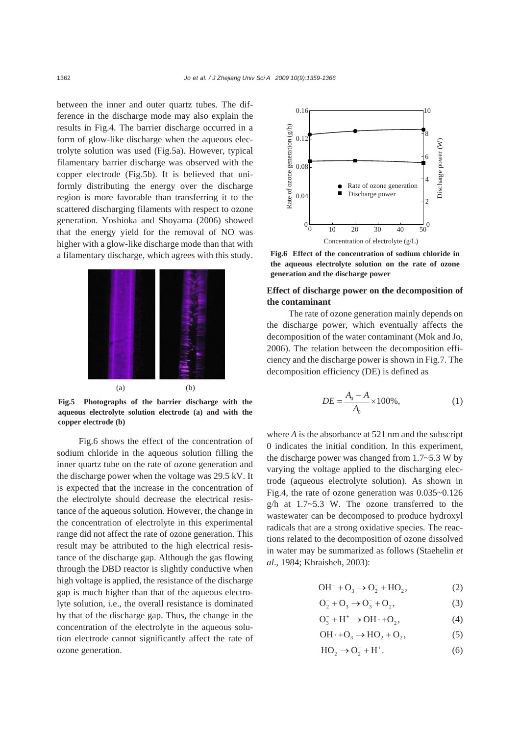between the inner and outer quartz tubes. The difference in the discharge mode may also explain the results in Fig.4. The barrier discharge occurred in a form of glow-like discharge when the aqueous electrolyte solution was used (Fig.5a). However, typical filamentary barrier discharge was observed with the copper electrode (Fig.5b). It is believed that uniformly distributing the energy over the discharge region is more favorable than transferring it to the scattered discharging filaments with respect to ozone generation. Yoshioka and Shoyama (2006) showed that the energy yield for the removal of NO was higher with a glow-like discharge mode than that with a filamentary discharge, which agrees with this study.

**Fig.5 Photographs of the barrier discharge with the aqueous electrolyte solution electrode (a) and with the copper electrode (b)**

Fig.6 shows the effect of the concentration of sodium chloride in the aqueous solution filling the inner quartz tube on the rate of ozone generation and the discharge power when the voltage was 29.5 kV. It is expected that the increase in the concentration of the electrolyte should decrease the electrical resistance of the aqueous solution. However, the change in the concentration of electrolyte in this experimental range did not affect the rate of ozone generation. This result may be attributed to the high electrical resistance of the discharge gap. Although the gas flowing through the DBD reactor is slightly conductive when high voltage is applied, the resistance of the discharge gap is much higher than that of the aqueous electrolyte solution, i.e., the overall resistance is dominated by that of the discharge gap. Thus, the change in the concentration of the electrolyte in the aqueous solution electrode cannot significantly affect the rate of ozone generation.

**Fig.6 Effect of the concentration of sodium chloride in the aqueous electrolyte solution on the rate of ozone generation and the discharge power**

## Effect of discharge power on the decomposition of the contaminant

The rate of ozone generation mainly depends on the discharge power, which eventually affects the decomposition of the water contaminant (Mok and Jo, 2006). The relation between the decomposition efficiency and the discharge power is shown in Fig.7. The decomposition efficiency (DE) is defined as

$$DE = \frac{A_0 - A}{A_0} \times 100\%, \tag{1}$$

where $A$ is the absorbance at 521 nm and the subscript 0 indicates the initial condition. In this experiment, the discharge power was changed from 1.7~5.3 W by varying the voltage applied to the discharging electrode (aqueous electrolyte solution). As shown in Fig.4, the rate of ozone generation was 0.035~0.126 g/h at 1.7~5.3 W. The ozone transferred to the wastewater can be decomposed to produce hydroxyl radicals that are a strong oxidative species. The reactions related to the decomposition of ozone dissolved in water may be summarized as follows (Staehelin *et al*., 1984; Khraisheh, 2003):

$$OH^- + O_3 \rightarrow O_2^- + HO_2, \tag{2}$$

$$O_2^- + O_3 \rightarrow O_3^- + O_2, \tag{3}$$

$$O_3^- + H^+ \rightarrow OH\cdot + O_2, \tag{4}$$

$$OH\cdot + O_3 \rightarrow HO_2 + O_2, \tag{5}$$

$$HO_2 \rightarrow O_2^- + H^+. \tag{6}$$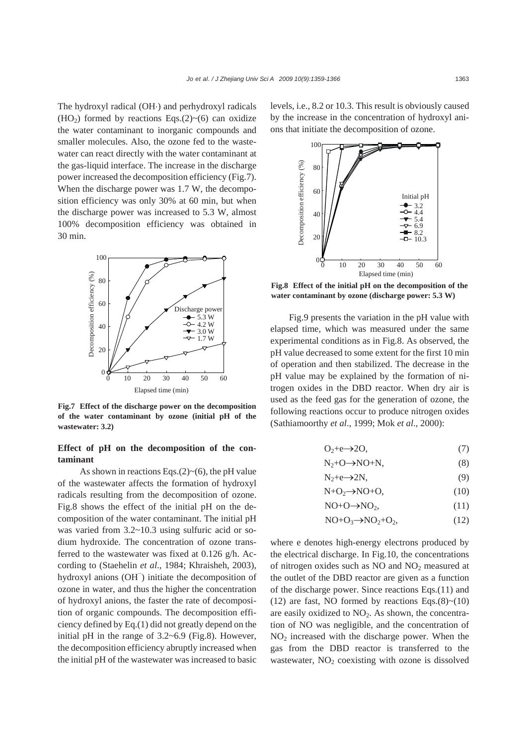The hydroxyl radical (OH·) and perhydroxyl radicals ($HO_2$) formed by reactions Eqs.(2)~(6) can oxidize the water contaminant to inorganic compounds and smaller molecules. Also, the ozone fed to the wastewater can react directly with the water contaminant at the gas-liquid interface. The increase in the discharge power increased the decomposition efficiency (Fig.7). When the discharge power was 1.7 W, the decomposition efficiency was only 30% at 60 min, but when the discharge power was increased to 5.3 W, almost 100% decomposition efficiency was obtained in 30 min.

**Fig.7 Effect of the discharge power on the decomposition of the water contaminant by ozone (initial pH of the wastewater: 3.2)**

### Effect of pH on the decomposition of the contaminant

As shown in reactions Eqs.(2)~(6), the pH value of the wastewater affects the formation of hydroxyl radicals resulting from the decomposition of ozone. Fig.8 shows the effect of the initial pH on the decomposition of the water contaminant. The initial pH was varied from 3.2~10.3 using sulfuric acid or sodium hydroxide. The concentration of ozone transferred to the wastewater was fixed at 0.126 g/h. According to (Staehelin *et al*., 1984; Khraisheh, 2003), hydroxyl anions ($OH^-$) initiate the decomposition of ozone in water, and thus the higher the concentration of hydroxyl anions, the faster the rate of decomposition of organic compounds. The decomposition efficiency defined by Eq.(1) did not greatly depend on the initial pH in the range of 3.2~6.9 (Fig.8). However, the decomposition efficiency abruptly increased when the initial pH of the wastewater was increased to basic levels, i.e., 8.2 or 10.3. This result is obviously caused by the increase in the concentration of hydroxyl anions that initiate the decomposition of ozone.

**Fig.8 Effect of the initial pH on the decomposition of the water contaminant by ozone (discharge power: 5.3 W)**

Fig.9 presents the variation in the pH value with elapsed time, which was measured under the same experimental conditions as in Fig.8. As observed, the pH value decreased to some extent for the first 10 min of operation and then stabilized. The decrease in the pH value may be explained by the formation of nitrogen oxides in the DBD reactor. When dry air is used as the feed gas for the generation of ozone, the following reactions occur to produce nitrogen oxides (Sathiamoorthy *et al*., 1999; Mok *et al*., 2000):

$$O_2+e\rightarrow 2O, \quad (7)$$

$$N_2+O\rightarrow NO+N, \quad (8)$$

$$N_2+e\rightarrow 2N, \quad (9)$$

$$N+O_2\rightarrow NO+O, \quad (10)$$

$$NO+O\rightarrow NO_2, \quad (11)$$

$$NO+O_3\rightarrow NO_2+O_2, \quad (12)$$

where e denotes high-energy electrons produced by the electrical discharge. In Fig.10, the concentrations of nitrogen oxides such as NO and $NO_2$ measured at the outlet of the DBD reactor are given as a function of the discharge power. Since reactions Eqs.(11) and (12) are fast, NO formed by reactions Eqs.(8)~(10) are easily oxidized to $NO_2$. As shown, the concentration of NO was negligible, and the concentration of $NO_2$ increased with the discharge power. When the gas from the DBD reactor is transferred to the wastewater, $NO_2$ coexisting with ozone is dissolved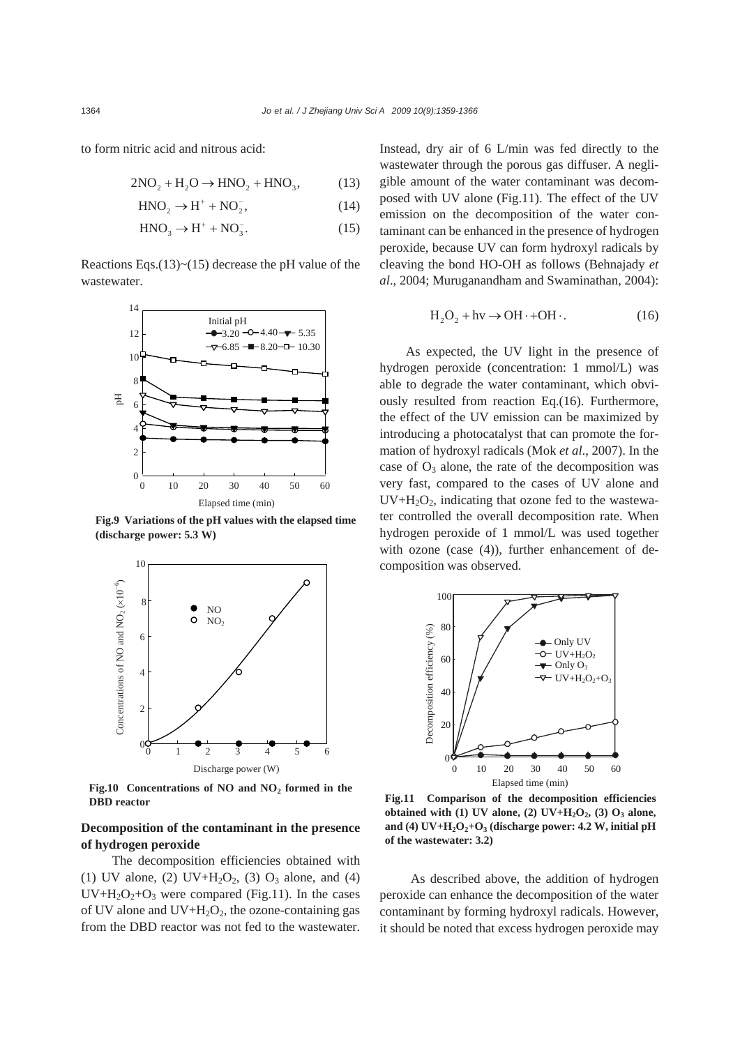to form nitric acid and nitrous acid:

$$2NO_2 + H_2O \rightarrow HNO_2 + HNO_3, \tag{13}$$

$$HNO_2 \rightarrow H^+ + NO_2^-, \tag{14}$$

$$HNO_3 \rightarrow H^+ + NO_3^-. \tag{15}$$

Reactions Eqs.(13)~(15) decrease the pH value of the wastewater.

**Fig.9 Variations of the pH values with the elapsed time (discharge power: 5.3 W)**

**Fig.10 Concentrations of NO and $NO_2$ formed in the DBD reactor**

## Decomposition of the contaminant in the presence of hydrogen peroxide

The decomposition efficiencies obtained with (1) UV alone, (2) UV+$H_2O_2$, (3) $O_3$ alone, and (4) UV+$H_2O_2$+$O_3$ were compared (Fig.11). In the cases of UV alone and UV+$H_2O_2$, the ozone-containing gas from the DBD reactor was not fed to the wastewater. Instead, dry air of 6 L/min was fed directly to the wastewater through the porous gas diffuser. A negligible amount of the water contaminant was decomposed with UV alone (Fig.11). The effect of the UV emission on the decomposition of the water contaminant can be enhanced in the presence of hydrogen peroxide, because UV can form hydroxyl radicals by cleaving the bond HO-OH as follows (Behnajady *et al*., 2004; Muruganandham and Swaminathan, 2004):

$$H_2O_2 + h\nu \rightarrow OH\cdot + OH\cdot. \tag{16}$$

As expected, the UV light in the presence of hydrogen peroxide (concentration: 1 mmol/L) was able to degrade the water contaminant, which obviously resulted from reaction Eq.(16). Furthermore, the effect of the UV emission can be maximized by introducing a photocatalyst that can promote the formation of hydroxyl radicals (Mok *et al*., 2007). In the case of $O_3$ alone, the rate of the decomposition was very fast, compared to the cases of UV alone and UV+$H_2O_2$, indicating that ozone fed to the wastewater controlled the overall decomposition rate. When hydrogen peroxide of 1 mmol/L was used together with ozone (case (4)), further enhancement of decomposition was observed.

**Fig.11 Comparison of the decomposition efficiencies obtained with (1) UV alone, (2) UV+$H_2O_2$, (3) $O_3$ alone, and (4) UV+$H_2O_2$+$O_3$ (discharge power: 4.2 W, initial pH of the wastewater: 3.2)**

As described above, the addition of hydrogen peroxide can enhance the decomposition of the water contaminant by forming hydroxyl radicals. However, it should be noted that excess hydrogen peroxide may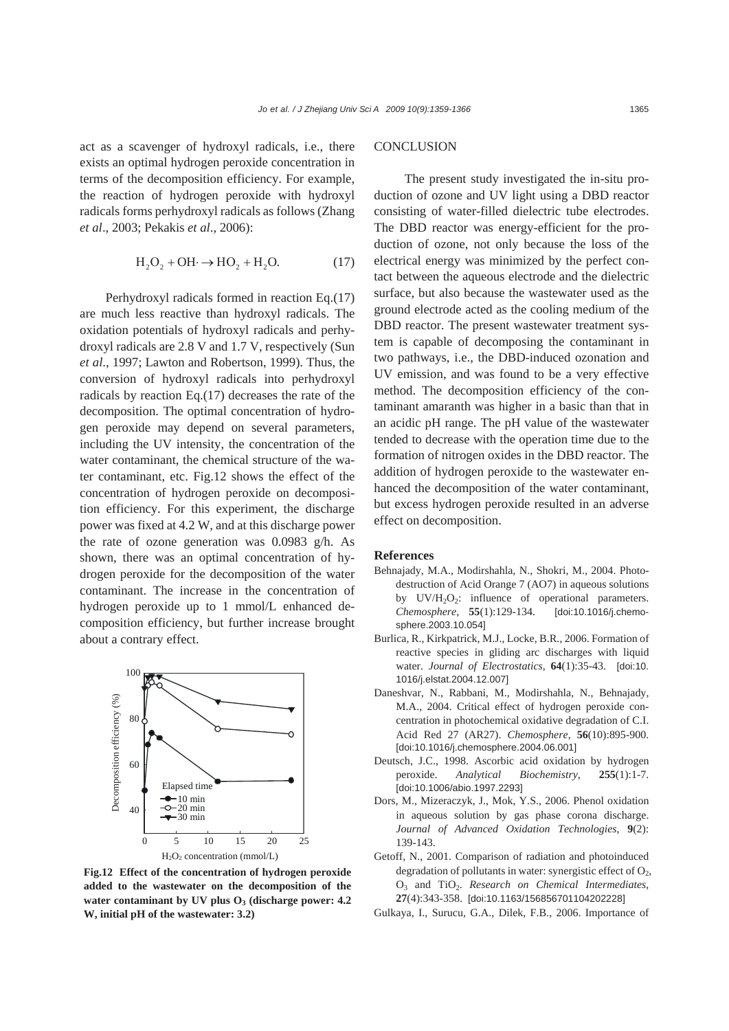act as a scavenger of hydroxyl radicals, i.e., there exists an optimal hydrogen peroxide concentration in terms of the decomposition efficiency. For example, the reaction of hydrogen peroxide with hydroxyl radicals forms perhydroxyl radicals as follows (Zhang *et al*., 2003; Pekakis *et al*., 2006):

$$H_2O_2 + OH\cdot \rightarrow HO_2 + H_2O. \quad (17)$$

Perhydroxyl radicals formed in reaction Eq.(17) are much less reactive than hydroxyl radicals. The oxidation potentials of hydroxyl radicals and perhydroxyl radicals are 2.8 V and 1.7 V, respectively (Sun *et al*., 1997; Lawton and Robertson, 1999). Thus, the conversion of hydroxyl radicals into perhydroxyl radicals by reaction Eq.(17) decreases the rate of the decomposition. The optimal concentration of hydrogen peroxide may depend on several parameters, including the UV intensity, the concentration of the water contaminant, the chemical structure of the water contaminant, etc. Fig.12 shows the effect of the concentration of hydrogen peroxide on decomposition efficiency. For this experiment, the discharge power was fixed at 4.2 W, and at this discharge power the rate of ozone generation was 0.0983 g/h. As shown, there was an optimal concentration of hydrogen peroxide for the decomposition of the water contaminant. The increase in the concentration of hydrogen peroxide up to 1 mmol/L enhanced decomposition efficiency, but further increase brought about a contrary effect.

**Fig.12 Effect of the concentration of hydrogen peroxide added to the wastewater on the decomposition of the water contaminant by UV plus $O_3$ (discharge power: 4.2 W, initial pH of the wastewater: 3.2)**

## CONCLUSION

The present study investigated the in-situ production of ozone and UV light using a DBD reactor consisting of water-filled dielectric tube electrodes. The DBD reactor was energy-efficient for the production of ozone, not only because the loss of the electrical energy was minimized by the perfect contact between the aqueous electrode and the dielectric surface, but also because the wastewater used as the ground electrode acted as the cooling medium of the DBD reactor. The present wastewater treatment system is capable of decomposing the contaminant in two pathways, i.e., the DBD-induced ozonation and UV emission, and was found to be a very effective method. The decomposition efficiency of the contaminant amaranth was higher in a basic than that in an acidic pH range. The pH value of the wastewater tended to decrease with the operation time due to the formation of nitrogen oxides in the DBD reactor. The addition of hydrogen peroxide to the wastewater enhanced the decomposition of the water contaminant, but excess hydrogen peroxide resulted in an adverse effect on decomposition.

## References

Behnajady, M.A., Modirshahla, N., Shokri, M., 2004. Photodestruction of Acid Orange 7 (AO7) in aqueous solutions by UV/$H_2O_2$: influence of operational parameters. *Chemosphere*, **55**(1):129-134. [doi:10.1016/j.chemosphere.2003.10.054]

Burlica, R., Kirkpatrick, M.J., Locke, B.R., 2006. Formation of reactive species in gliding arc discharges with liquid water. *Journal of Electrostatics*, **64**(1):35-43. [doi:10.1016/j.elstat.2004.12.007]

Daneshvar, N., Rabbani, M., Modirshahla, N., Behnajady, M.A., 2004. Critical effect of hydrogen peroxide concentration in photochemical oxidative degradation of C.I. Acid Red 27 (AR27). *Chemosphere*, **56**(10):895-900. [doi:10.1016/j.chemosphere.2004.06.001]

Deutsch, J.C., 1998. Ascorbic acid oxidation by hydrogen peroxide. *Analytical Biochemistry*, **255**(1):1-7. [doi:10.1006/abio.1997.2293]

Dors, M., Mizeraczyk, J., Mok, Y.S., 2006. Phenol oxidation in aqueous solution by gas phase corona discharge. *Journal of Advanced Oxidation Technologies*, **9**(2): 139-143.

Getoff, N., 2001. Comparison of radiation and photoinduced degradation of pollutants in water: synergistic effect of $O_2$, $O_3$ and $TiO_2$. *Research on Chemical Intermediates*, **27**(4):343-358. [doi:10.1163/156856701104202228]

Gulkaya, I., Surucu, G.A., Dilek, F.B., 2006. Importance of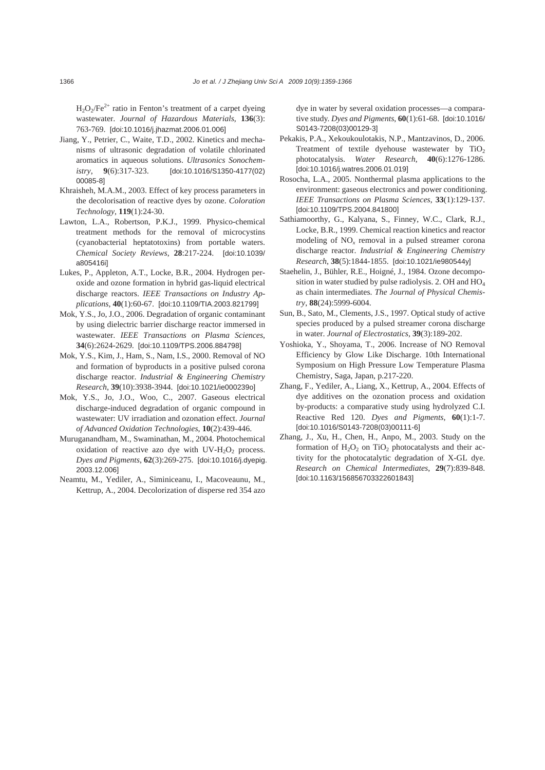$H_2O_2/Fe^{2+}$ ratio in Fenton's treatment of a carpet dyeing wastewater. *Journal of Hazardous Materials*, **136**(3): 763-769. [doi:10.1016/j.jhazmat.2006.01.006]

Jiang, Y., Petrier, C., Waite, T.D., 2002. Kinetics and mechanisms of ultrasonic degradation of volatile chlorinated aromatics in aqueous solutions. *Ultrasonics Sonochemistry*, **9**(6):317-323. [doi:10.1016/S1350-4177(02)00085-8]

Khraisheh, M.A.M., 2003. Effect of key process parameters in the decolorisation of reactive dyes by ozone. *Coloration Technology*, **119**(1):24-30.

Lawton, L.A., Robertson, P.K.J., 1999. Physico-chemical treatment methods for the removal of microcystins (cyanobacterial heptatotoxins) from portable waters. *Chemical Society Reviews*, **28**:217-224. [doi:10.1039/a805416i]

Lukes, P., Appleton, A.T., Locke, B.R., 2004. Hydrogen peroxide and ozone formation in hybrid gas-liquid electrical discharge reactors. *IEEE Transactions on Industry Applications*, **40**(1):60-67. [doi:10.1109/TIA.2003.821799]

Mok, Y.S., Jo, J.O., 2006. Degradation of organic contaminant by using dielectric barrier discharge reactor immersed in wastewater. *IEEE Transactions on Plasma Sciences*, **34**(6):2624-2629. [doi:10.1109/TPS.2006.884798]

Mok, Y.S., Kim, J., Ham, S., Nam, I.S., 2000. Removal of NO and formation of byproducts in a positive pulsed corona discharge reactor. *Industrial & Engineering Chemistry Research*, **39**(10):3938-3944. [doi:10.1021/ie000239o]

Mok, Y.S., Jo, J.O., Woo, C., 2007. Gaseous electrical discharge-induced degradation of organic compound in wastewater: UV irradiation and ozonation effect. *Journal of Advanced Oxidation Technologies*, **10**(2):439-446.

Muruganandham, M., Swaminathan, M., 2004. Photochemical oxidation of reactive azo dye with UV-$H_2O_2$ process. *Dyes and Pigments*, **62**(3):269-275. [doi:10.1016/j.dyepig.2003.12.006]

Neamtu, M., Yediler, A., Siminiceanu, I., Macoveaunu, M., Kettrup, A., 2004. Decolorization of disperse red 354 azo dye in water by several oxidation processes—a comparative study. *Dyes and Pigments*, **60**(1):61-68. [doi:10.1016/S0143-7208(03)00129-3]

Pekakis, P.A., Xekoukoulotakis, N.P., Mantzavinos, D., 2006. Treatment of textile dyehouse wastewater by $TiO_2$ photocatalysis. *Water Research*, **40**(6):1276-1286. [doi:10.1016/j.watres.2006.01.019]

Rosocha, L.A., 2005. Nonthermal plasma applications to the environment: gaseous electronics and power conditioning. *IEEE Transactions on Plasma Sciences*, **33**(1):129-137. [doi:10.1109/TPS.2004.841800]

Sathiamoorthy, G., Kalyana, S., Finney, W.C., Clark, R.J., Locke, B.R., 1999. Chemical reaction kinetics and reactor modeling of $NO_x$ removal in a pulsed streamer corona discharge reactor. *Industrial & Engineering Chemistry Research*, **38**(5):1844-1855. [doi:10.1021/ie980544y]

Staehelin, J., Bühler, R.E., Hoigné, J., 1984. Ozone decomposition in water studied by pulse radiolysis. 2. OH and $HO_4$ as chain intermediates. *The Journal of Physical Chemistry*, **88**(24):5999-6004.

Sun, B., Sato, M., Clements, J.S., 1997. Optical study of active species produced by a pulsed streamer corona discharge in water. *Journal of Electrostatics*, **39**(3):189-202.

Yoshioka, Y., Shoyama, T., 2006. Increase of NO Removal Efficiency by Glow Like Discharge. 10th International Symposium on High Pressure Low Temperature Plasma Chemistry, Saga, Japan, p.217-220.

Zhang, F., Yediler, A., Liang, X., Kettrup, A., 2004. Effects of dye additives on the ozonation process and oxidation by-products: a comparative study using hydrolyzed C.I. Reactive Red 120. *Dyes and Pigments*, **60**(1):1-7. [doi:10.1016/S0143-7208(03)00111-6]

Zhang, J., Xu, H., Chen, H., Anpo, M., 2003. Study on the formation of $H_2O_2$ on $TiO_2$ photocatalysts and their activity for the photocatalytic degradation of X-GL dye. *Research on Chemical Intermediates*, **29**(7):839-848. [doi:10.1163/156856703322601843]